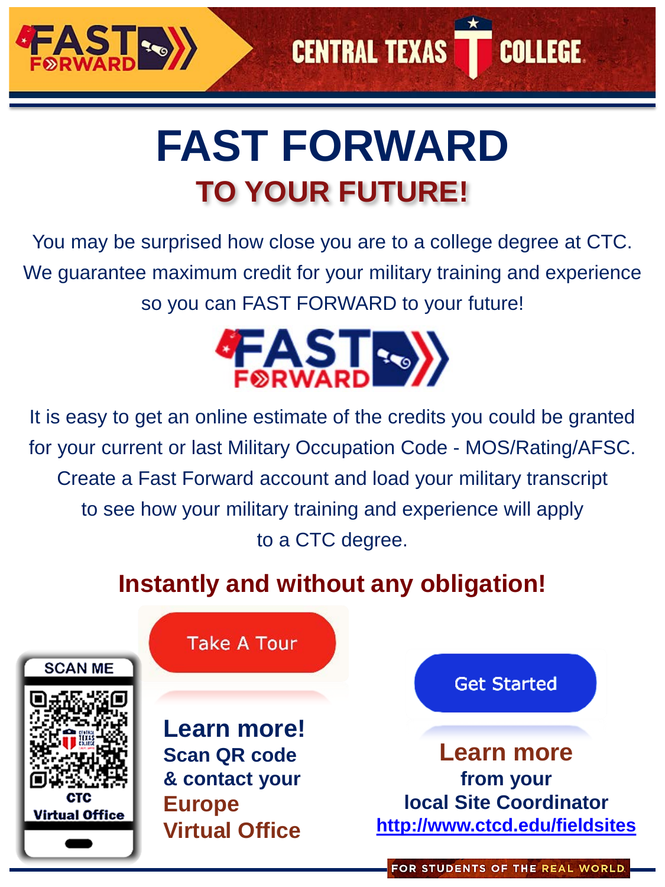# FAST FORWARD

## TO YOUR FUTURE!

You may be surprised how close you are to a college degree at CTC. We guarantee maximum credit for your military training and experience so you can FAST FORWARD to your future!

It is easy to get an online estimate of the credits you could be granted for your current or last Military Occupation Code - MOS/Rating/AFSC. Create a Fast Forward account and load your military transcript to see how your military training and experience will apply to a CTC degree.

**Instantly and without any obligation!**

SCAN ME

CTC Virtual Office

Take A Tour

**Learn more!**
**Scan QR code & contact your Europe Virtual Office**

Get Started

**Learn more from your local Site Coordinator**
**http://www.ctcd.edu/fieldsites**

FOR STUDENTS OF THE REAL WORLD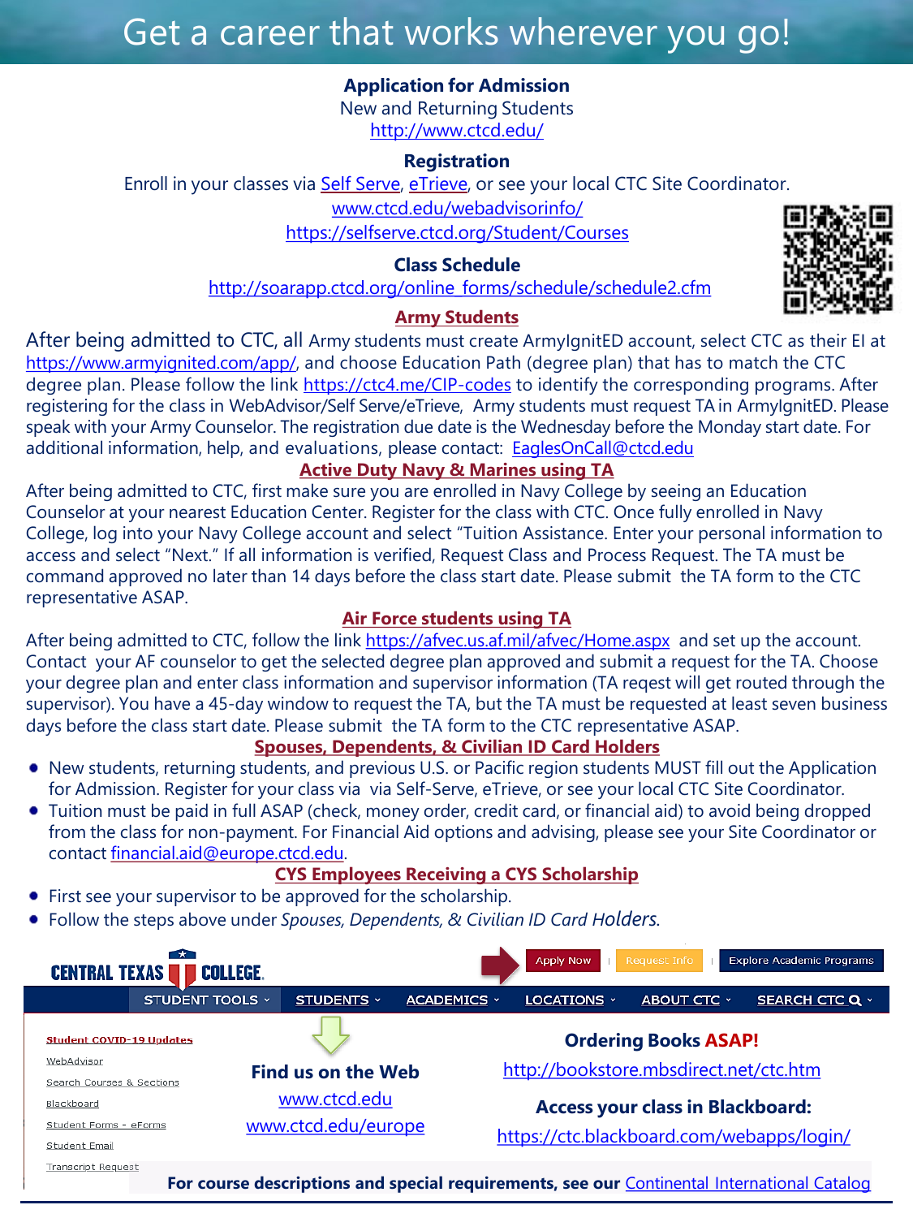# Get a career that works wherever you go!

**Application for Admission**
New and Returning Students
http://www.ctcd.edu/

**Registration**
Enroll in your classes via Self Serve, eTrieve, or see your local CTC Site Coordinator.
www.ctcd.edu/webadvisorinfo/
https://selfserve.ctcd.org/Student/Courses

**Class Schedule**
http://soarapp.ctcd.org/online_forms/schedule/schedule2.cfm

## Army Students

After being admitted to CTC, all Army students must create ArmyIgnitED account, select CTC as their EI at https://www.armyignited.com/app/, and choose Education Path (degree plan) that has to match the CTC degree plan. Please follow the link https://ctc4.me/CIP-codes to identify the corresponding programs. After registering for the class in WebAdvisor/Self Serve/eTrieve, Army students must request TA in ArmyIgnitED. Please speak with your Army Counselor. The registration due date is the Wednesday before the Monday start date. For additional information, help, and evaluations, please contact: EaglesOnCall@ctcd.edu

## Active Duty Navy & Marines using TA

After being admitted to CTC, first make sure you are enrolled in Navy College by seeing an Education Counselor at your nearest Education Center. Register for the class with CTC. Once fully enrolled in Navy College, log into your Navy College account and select "Tuition Assistance. Enter your personal information to access and select "Next." If all information is verified, Request Class and Process Request. The TA must be command approved no later than 14 days before the class start date. Please submit the TA form to the CTC representative ASAP.

## Air Force students using TA

After being admitted to CTC, follow the link https://afvec.us.af.mil/afvec/Home.aspx and set up the account. Contact your AF counselor to get the selected degree plan approved and submit a request for the TA. Choose your degree plan and enter class information and supervisor information (TA reqest will get routed through the supervisor). You have a 45-day window to request the TA, but the TA must be requested at least seven business days before the class start date. Please submit the TA form to the CTC representative ASAP.

## Spouses, Dependents, & Civilian ID Card Holders

- New students, returning students, and previous U.S. or Pacific region students MUST fill out the Application for Admission. Register for your class via via Self-Serve, eTrieve, or see your local CTC Site Coordinator.
- Tuition must be paid in full ASAP (check, money order, credit card, or financial aid) to avoid being dropped from the class for non-payment. For Financial Aid options and advising, please see your Site Coordinator or contact financial.aid@europe.ctcd.edu.

## CYS Employees Receiving a CYS Scholarship

- First see your supervisor to be approved for the scholarship.
- Follow the steps above under *Spouses, Dependents, & Civilian ID Card Holders.*

CENTRAL TEXAS COLLEGE

Apply Now | Request Info | Explore Academic Programs

STUDENT TOOLS | STUDENTS | ACADEMICS | LOCATIONS | ABOUT CTC | SEARCH CTC

Student COVID-19 Updates
WebAdvisor
Search Courses & Sections
Blackboard
Student Forms - eForms
Student Email
Transcript Request

**Find us on the Web**
www.ctcd.edu
www.ctcd.edu/europe

**Ordering Books ASAP!**
http://bookstore.mbsdirect.net/ctc.htm

**Access your class in Blackboard:**
https://ctc.blackboard.com/webapps/login/

**For course descriptions and special requirements, see our** Continental International Catalog